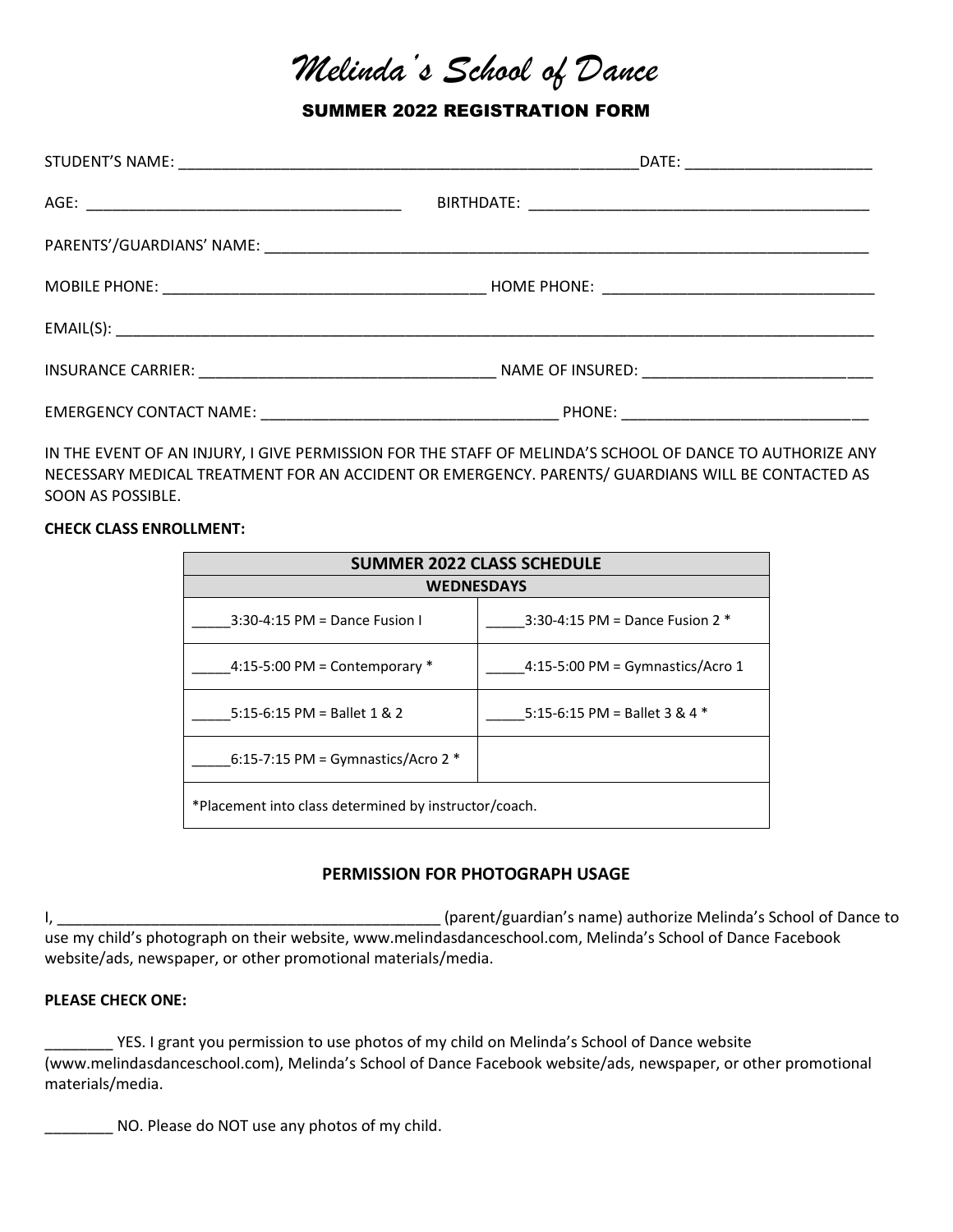# *Melinda's School of Dance*

## SUMMER 2022 REGISTRATION FORM

STUDENT'S NAME: ________________________________________________________DATE: ______________________

AGE: ______________________________________ BIRTHDATE: __________________________________________

PARENTS'/GUARDIANS' NAME: ___________________________________________________________________________

MOBILE PHONE: ______________________________________ HOME PHONE: ________________________________

EMAIL(S): ________________________________________________________________________________________________

INSURANCE CARRIER: ___________________________________ NAME OF INSURED: ___________________________

EMERGENCY CONTACT NAME: ___________________________________ PHONE: _____________________________

IN THE EVENT OF AN INJURY, I GIVE PERMISSION FOR THE STAFF OF MELINDA'S SCHOOL OF DANCE TO AUTHORIZE ANY NECESSARY MEDICAL TREATMENT FOR AN ACCIDENT OR EMERGENCY. PARENTS/ GUARDIANS WILL BE CONTACTED AS SOON AS POSSIBLE.

**CHECK CLASS ENROLLMENT:**

| SUMMER 2022 CLASS SCHEDULE | |
|---|---|
| **WEDNESDAYS** | |
| _____3:30-4:15 PM = Dance Fusion I | _____3:30-4:15 PM = Dance Fusion 2 * |
| _____4:15-5:00 PM = Contemporary * | _____4:15-5:00 PM = Gymnastics/Acro 1 |
| _____5:15-6:15 PM = Ballet 1 & 2 | _____5:15-6:15 PM = Ballet 3 & 4 * |
| _____6:15-7:15 PM = Gymnastics/Acro 2 * | |
| *Placement into class determined by instructor/coach. | |

### PERMISSION FOR PHOTOGRAPH USAGE

I, _______________________________________________ (parent/guardian's name) authorize Melinda's School of Dance to use my child's photograph on their website, www.melindasdanceschool.com, Melinda's School of Dance Facebook website/ads, newspaper, or other promotional materials/media.

**PLEASE CHECK ONE:**

________ YES. I grant you permission to use photos of my child on Melinda's School of Dance website (www.melindasdanceschool.com), Melinda's School of Dance Facebook website/ads, newspaper, or other promotional materials/media.

________ NO. Please do NOT use any photos of my child.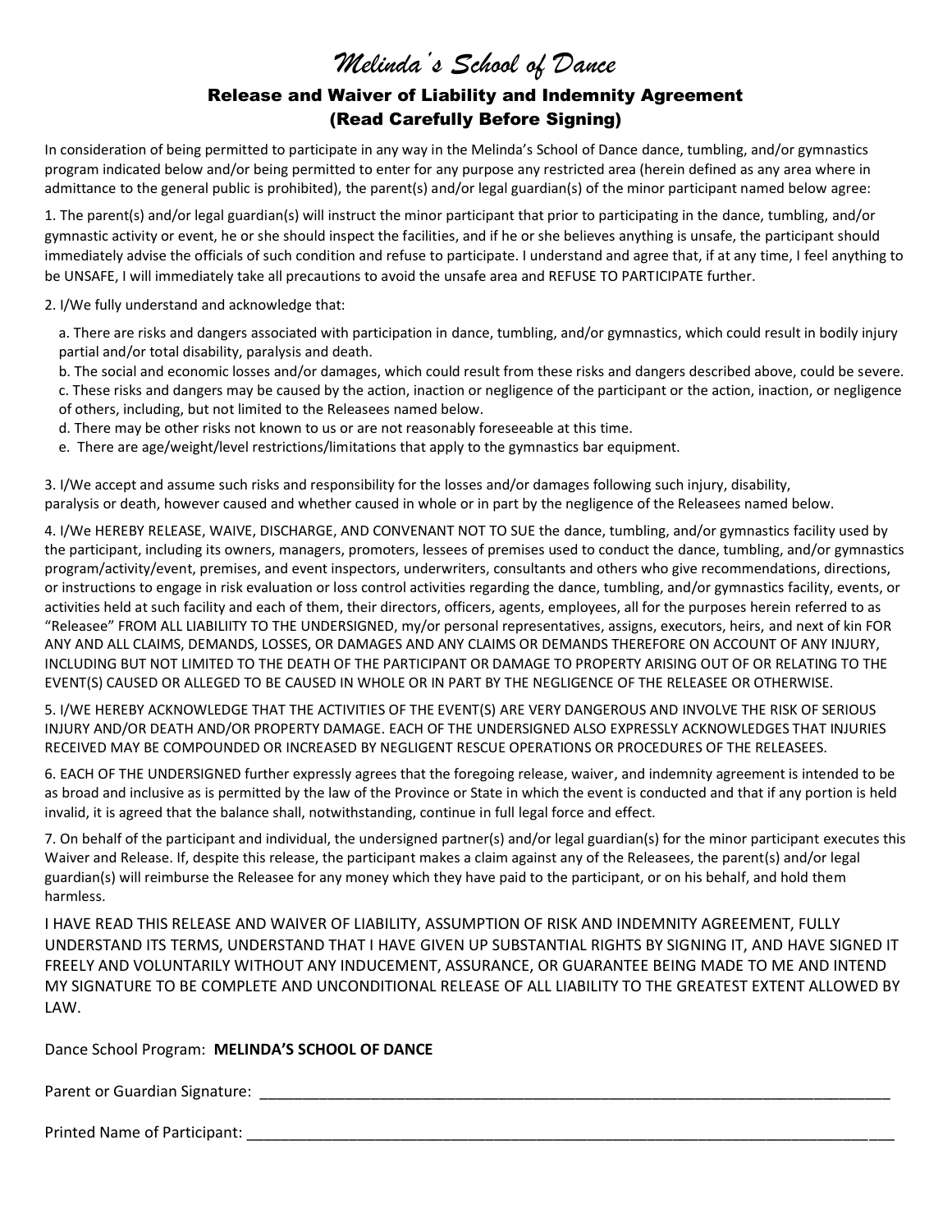# *Melinda's School of Dance*

## Release and Waiver of Liability and Indemnity Agreement
## (Read Carefully Before Signing)

In consideration of being permitted to participate in any way in the Melinda's School of Dance dance, tumbling, and/or gymnastics program indicated below and/or being permitted to enter for any purpose any restricted area (herein defined as any area where in admittance to the general public is prohibited), the parent(s) and/or legal guardian(s) of the minor participant named below agree:

1. The parent(s) and/or legal guardian(s) will instruct the minor participant that prior to participating in the dance, tumbling, and/or gymnastic activity or event, he or she should inspect the facilities, and if he or she believes anything is unsafe, the participant should immediately advise the officials of such condition and refuse to participate. I understand and agree that, if at any time, I feel anything to be UNSAFE, I will immediately take all precautions to avoid the unsafe area and REFUSE TO PARTICIPATE further.

2. I/We fully understand and acknowledge that:

   a. There are risks and dangers associated with participation in dance, tumbling, and/or gymnastics, which could result in bodily injury partial and/or total disability, paralysis and death.
   b. The social and economic losses and/or damages, which could result from these risks and dangers described above, could be severe.
   c. These risks and dangers may be caused by the action, inaction or negligence of the participant or the action, inaction, or negligence of others, including, but not limited to the Releasees named below.
   d. There may be other risks not known to us or are not reasonably foreseeable at this time.
   e. There are age/weight/level restrictions/limitations that apply to the gymnastics bar equipment.

3. I/We accept and assume such risks and responsibility for the losses and/or damages following such injury, disability, paralysis or death, however caused and whether caused in whole or in part by the negligence of the Releasees named below.

4. I/We HEREBY RELEASE, WAIVE, DISCHARGE, AND CONVENANT NOT TO SUE the dance, tumbling, and/or gymnastics facility used by the participant, including its owners, managers, promoters, lessees of premises used to conduct the dance, tumbling, and/or gymnastics program/activity/event, premises, and event inspectors, underwriters, consultants and others who give recommendations, directions, or instructions to engage in risk evaluation or loss control activities regarding the dance, tumbling, and/or gymnastics facility, events, or activities held at such facility and each of them, their directors, officers, agents, employees, all for the purposes herein referred to as "Releasee" FROM ALL LIABILIITY TO THE UNDERSIGNED, my/or personal representatives, assigns, executors, heirs, and next of kin FOR ANY AND ALL CLAIMS, DEMANDS, LOSSES, OR DAMAGES AND ANY CLAIMS OR DEMANDS THEREFORE ON ACCOUNT OF ANY INJURY, INCLUDING BUT NOT LIMITED TO THE DEATH OF THE PARTICIPANT OR DAMAGE TO PROPERTY ARISING OUT OF OR RELATING TO THE EVENT(S) CAUSED OR ALLEGED TO BE CAUSED IN WHOLE OR IN PART BY THE NEGLIGENCE OF THE RELEASEE OR OTHERWISE.

5. I/WE HEREBY ACKNOWLEDGE THAT THE ACTIVITIES OF THE EVENT(S) ARE VERY DANGEROUS AND INVOLVE THE RISK OF SERIOUS INJURY AND/OR DEATH AND/OR PROPERTY DAMAGE. EACH OF THE UNDERSIGNED ALSO EXPRESSLY ACKNOWLEDGES THAT INJURIES RECEIVED MAY BE COMPOUNDED OR INCREASED BY NEGLIGENT RESCUE OPERATIONS OR PROCEDURES OF THE RELEASEES.

6. EACH OF THE UNDERSIGNED further expressly agrees that the foregoing release, waiver, and indemnity agreement is intended to be as broad and inclusive as is permitted by the law of the Province or State in which the event is conducted and that if any portion is held invalid, it is agreed that the balance shall, notwithstanding, continue in full legal force and effect.

7. On behalf of the participant and individual, the undersigned partner(s) and/or legal guardian(s) for the minor participant executes this Waiver and Release. If, despite this release, the participant makes a claim against any of the Releasees, the parent(s) and/or legal guardian(s) will reimburse the Releasee for any money which they have paid to the participant, or on his behalf, and hold them harmless.

I HAVE READ THIS RELEASE AND WAIVER OF LIABILITY, ASSUMPTION OF RISK AND INDEMNITY AGREEMENT, FULLY UNDERSTAND ITS TERMS, UNDERSTAND THAT I HAVE GIVEN UP SUBSTANTIAL RIGHTS BY SIGNING IT, AND HAVE SIGNED IT FREELY AND VOLUNTARILY WITHOUT ANY INDUCEMENT, ASSURANCE, OR GUARANTEE BEING MADE TO ME AND INTEND MY SIGNATURE TO BE COMPLETE AND UNCONDITIONAL RELEASE OF ALL LIABILITY TO THE GREATEST EXTENT ALLOWED BY LAW.

Dance School Program: **MELINDA'S SCHOOL OF DANCE**

Parent or Guardian Signature: ______________________________________________

Printed Name of Participant: ______________________________________________